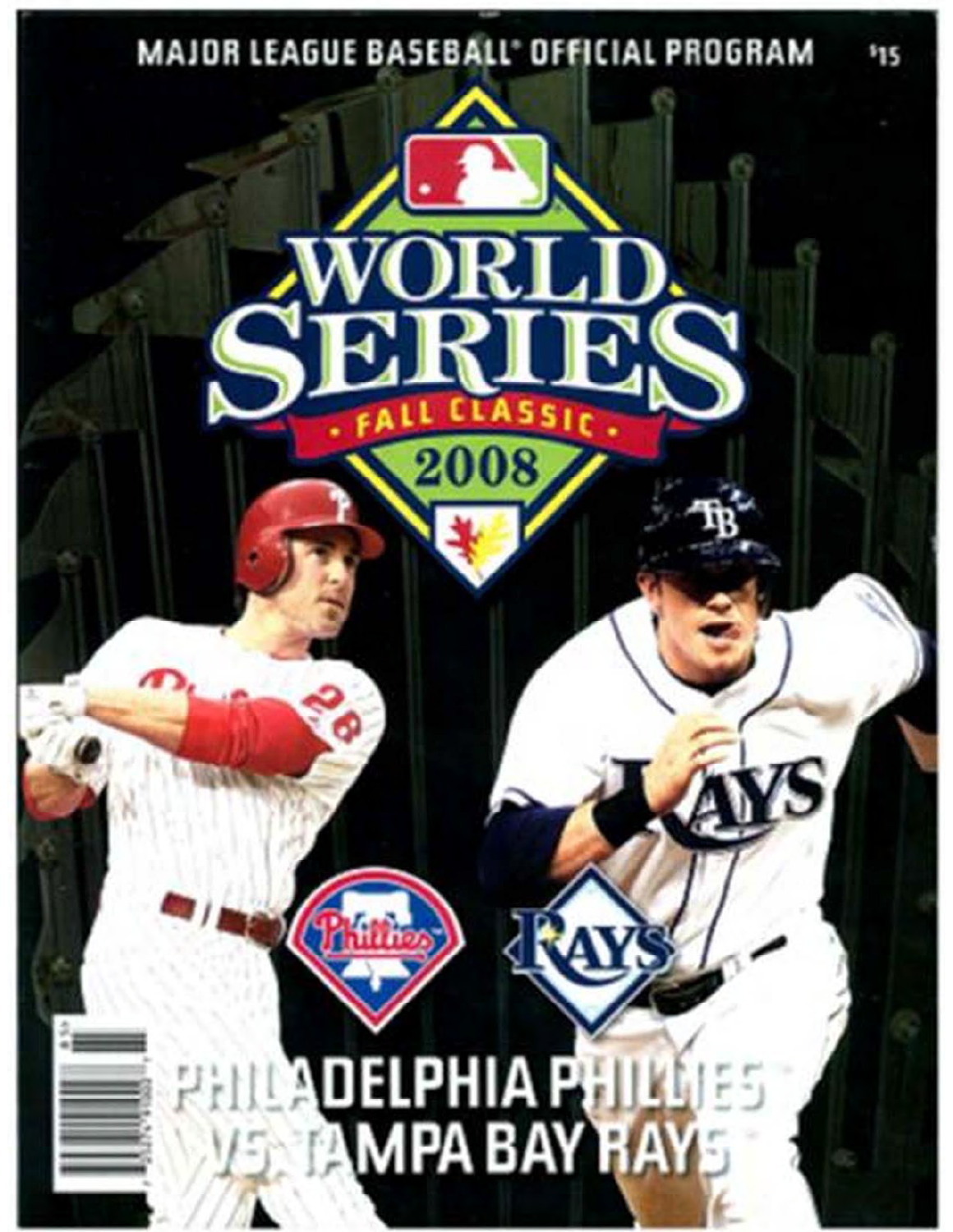MAJOR LEAGUE BASEBALL® OFFICIAL PROGRAM $15

# WORLD SERIES

FALL CLASSIC

2008

PHILADELPHIA PHILLIES

VS. TAMPA BAY RAYS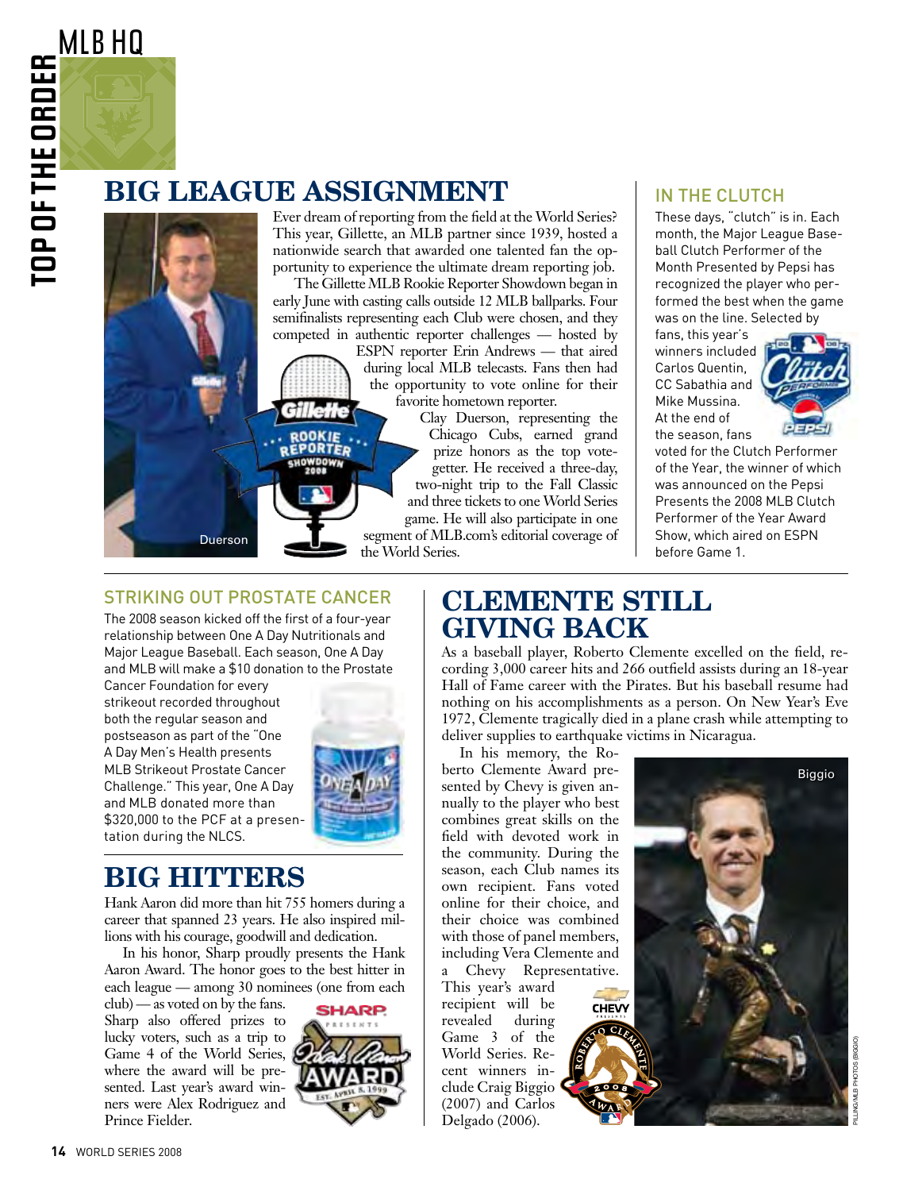# MLB HQ

## TOP OF THE ORDER

## BIG LEAGUE ASSIGNMENT

Duerson

Ever dream of reporting from the field at the World Series? This year, Gillette, an MLB partner since 1939, hosted a nationwide search that awarded one talented fan the opportunity to experience the ultimate dream reporting job.

The Gillette MLB Rookie Reporter Showdown began in early June with casting calls outside 12 MLB ballparks. Four semifinalists representing each Club were chosen, and they competed in authentic reporter challenges — hosted by ESPN reporter Erin Andrews — that aired during local MLB telecasts. Fans then had the opportunity to vote online for their favorite hometown reporter.

Clay Duerson, representing the Chicago Cubs, earned grand prize honors as the top vote-getter. He received a three-day, two-night trip to the Fall Classic and three tickets to one World Series game. He will also participate in one segment of MLB.com's editorial coverage of the World Series.

### IN THE CLUTCH

These days, "clutch" is in. Each month, the Major League Baseball Clutch Performer of the Month Presented by Pepsi has recognized the player who performed the best when the game was on the line. Selected by fans, this year's winners included Carlos Quentin, CC Sabathia and Mike Mussina. At the end of the season, fans voted for the Clutch Performer of the Year, the winner of which was announced on the Pepsi Presents the 2008 MLB Clutch Performer of the Year Award Show, which aired on ESPN before Game 1.

### STRIKING OUT PROSTATE CANCER

The 2008 season kicked off the first of a four-year relationship between One A Day Nutritionals and Major League Baseball. Each season, One A Day and MLB will make a $10 donation to the Prostate Cancer Foundation for every strikeout recorded throughout both the regular season and postseason as part of the "One A Day Men's Health presents MLB Strikeout Prostate Cancer Challenge." This year, One A Day and MLB donated more than $320,000 to the PCF at a presentation during the NLCS.

## BIG HITTERS

Hank Aaron did more than hit 755 homers during a career that spanned 23 years. He also inspired millions with his courage, goodwill and dedication.

In his honor, Sharp proudly presents the Hank Aaron Award. The honor goes to the best hitter in each league — among 30 nominees (one from each club) — as voted on by the fans. Sharp also offered prizes to lucky voters, such as a trip to Game 4 of the World Series, where the award will be presented. Last year's award winners were Alex Rodriguez and Prince Fielder.

## CLEMENTE STILL GIVING BACK

As a baseball player, Roberto Clemente excelled on the field, recording 3,000 career hits and 266 outfield assists during an 18-year Hall of Fame career with the Pirates. But his baseball resume had nothing on his accomplishments as a person. On New Year's Eve 1972, Clemente tragically died in a plane crash while attempting to deliver supplies to earthquake victims in Nicaragua.

In his memory, the Roberto Clemente Award presented by Chevy is given annually to the player who best combines great skills on the field with devoted work in the community. During the season, each Club names its own recipient. Fans voted online for their choice, and their choice was combined with those of panel members, including Vera Clemente and a Chevy Representative. This year's award recipient will be revealed during Game 3 of the World Series. Recent winners include Craig Biggio (2007) and Carlos Delgado (2006).

Biggio

PILLING/MLB PHOTOS (BIGGIO)